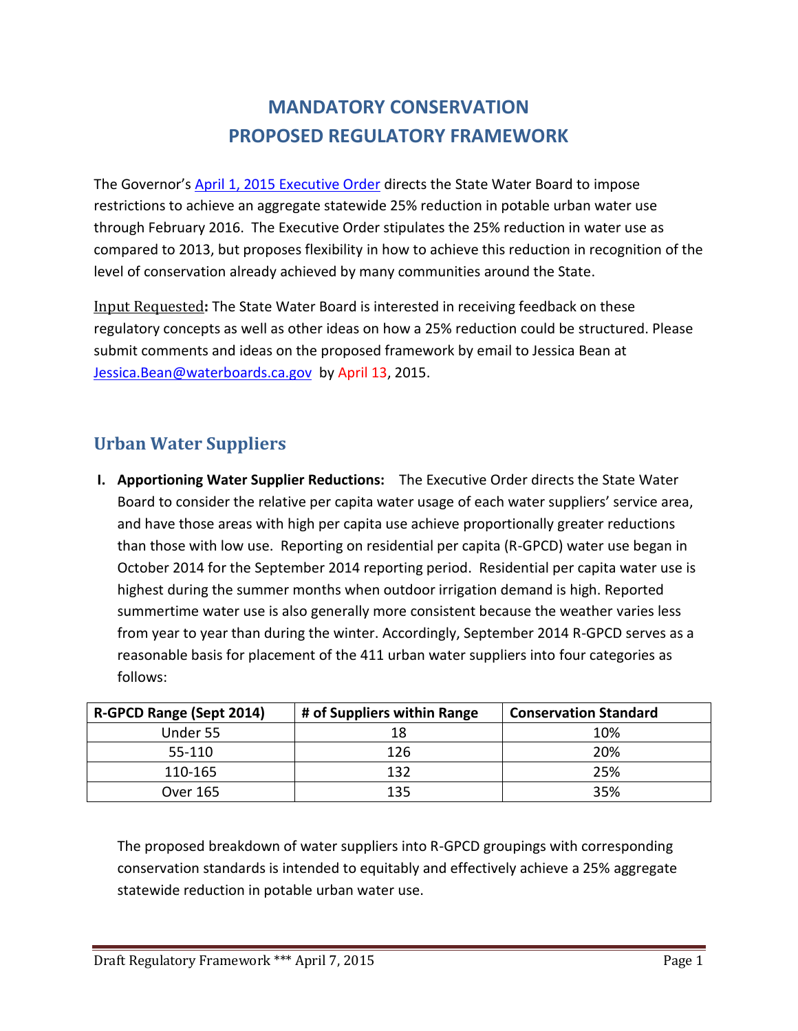# MANDATORY CONSERVATION
# PROPOSED REGULATORY FRAMEWORK

The Governor's [April 1, 2015 Executive Order](April 1, 2015 Executive Order) directs the State Water Board to impose restrictions to achieve an aggregate statewide 25% reduction in potable urban water use through February 2016. The Executive Order stipulates the 25% reduction in water use as compared to 2013, but proposes flexibility in how to achieve this reduction in recognition of the level of conservation already achieved by many communities around the State.

Input Requested**:** The State Water Board is interested in receiving feedback on these regulatory concepts as well as other ideas on how a 25% reduction could be structured. Please submit comments and ideas on the proposed framework by email to Jessica Bean at Jessica.Bean@waterboards.ca.gov by April 13, 2015.

## Urban Water Suppliers

**I. Apportioning Water Supplier Reductions:** The Executive Order directs the State Water Board to consider the relative per capita water usage of each water suppliers' service area, and have those areas with high per capita use achieve proportionally greater reductions than those with low use. Reporting on residential per capita (R-GPCD) water use began in October 2014 for the September 2014 reporting period. Residential per capita water use is highest during the summer months when outdoor irrigation demand is high. Reported summertime water use is also generally more consistent because the weather varies less from year to year than during the winter. Accordingly, September 2014 R-GPCD serves as a reasonable basis for placement of the 411 urban water suppliers into four categories as follows:

| R-GPCD Range (Sept 2014) | # of Suppliers within Range | Conservation Standard |
|---|---|---|
| Under 55 | 18 | 10% |
| 55-110 | 126 | 20% |
| 110-165 | 132 | 25% |
| Over 165 | 135 | 35% |

The proposed breakdown of water suppliers into R-GPCD groupings with corresponding conservation standards is intended to equitably and effectively achieve a 25% aggregate statewide reduction in potable urban water use.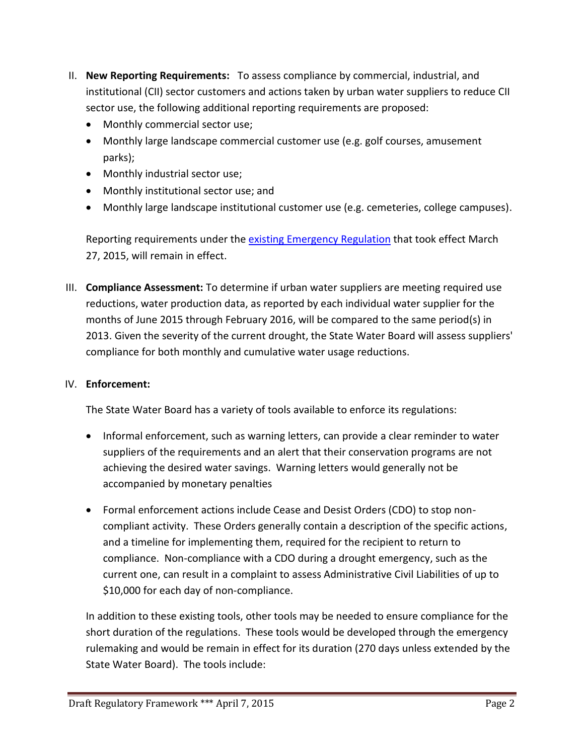II. **New Reporting Requirements:** To assess compliance by commercial, industrial, and institutional (CII) sector customers and actions taken by urban water suppliers to reduce CII sector use, the following additional reporting requirements are proposed:
   - Monthly commercial sector use;
   - Monthly large landscape commercial customer use (e.g. golf courses, amusement parks);
   - Monthly industrial sector use;
   - Monthly institutional sector use; and
   - Monthly large landscape institutional customer use (e.g. cemeteries, college campuses).

   Reporting requirements under the existing Emergency Regulation that took effect March 27, 2015, will remain in effect.

III. **Compliance Assessment:** To determine if urban water suppliers are meeting required use reductions, water production data, as reported by each individual water supplier for the months of June 2015 through February 2016, will be compared to the same period(s) in 2013. Given the severity of the current drought, the State Water Board will assess suppliers' compliance for both monthly and cumulative water usage reductions.

IV. **Enforcement:**

   The State Water Board has a variety of tools available to enforce its regulations:

   - Informal enforcement, such as warning letters, can provide a clear reminder to water suppliers of the requirements and an alert that their conservation programs are not achieving the desired water savings. Warning letters would generally not be accompanied by monetary penalties

   - Formal enforcement actions include Cease and Desist Orders (CDO) to stop non-compliant activity. These Orders generally contain a description of the specific actions, and a timeline for implementing them, required for the recipient to return to compliance. Non-compliance with a CDO during a drought emergency, such as the current one, can result in a complaint to assess Administrative Civil Liabilities of up to $10,000 for each day of non-compliance.

   In addition to these existing tools, other tools may be needed to ensure compliance for the short duration of the regulations. These tools would be developed through the emergency rulemaking and would be remain in effect for its duration (270 days unless extended by the State Water Board). The tools include: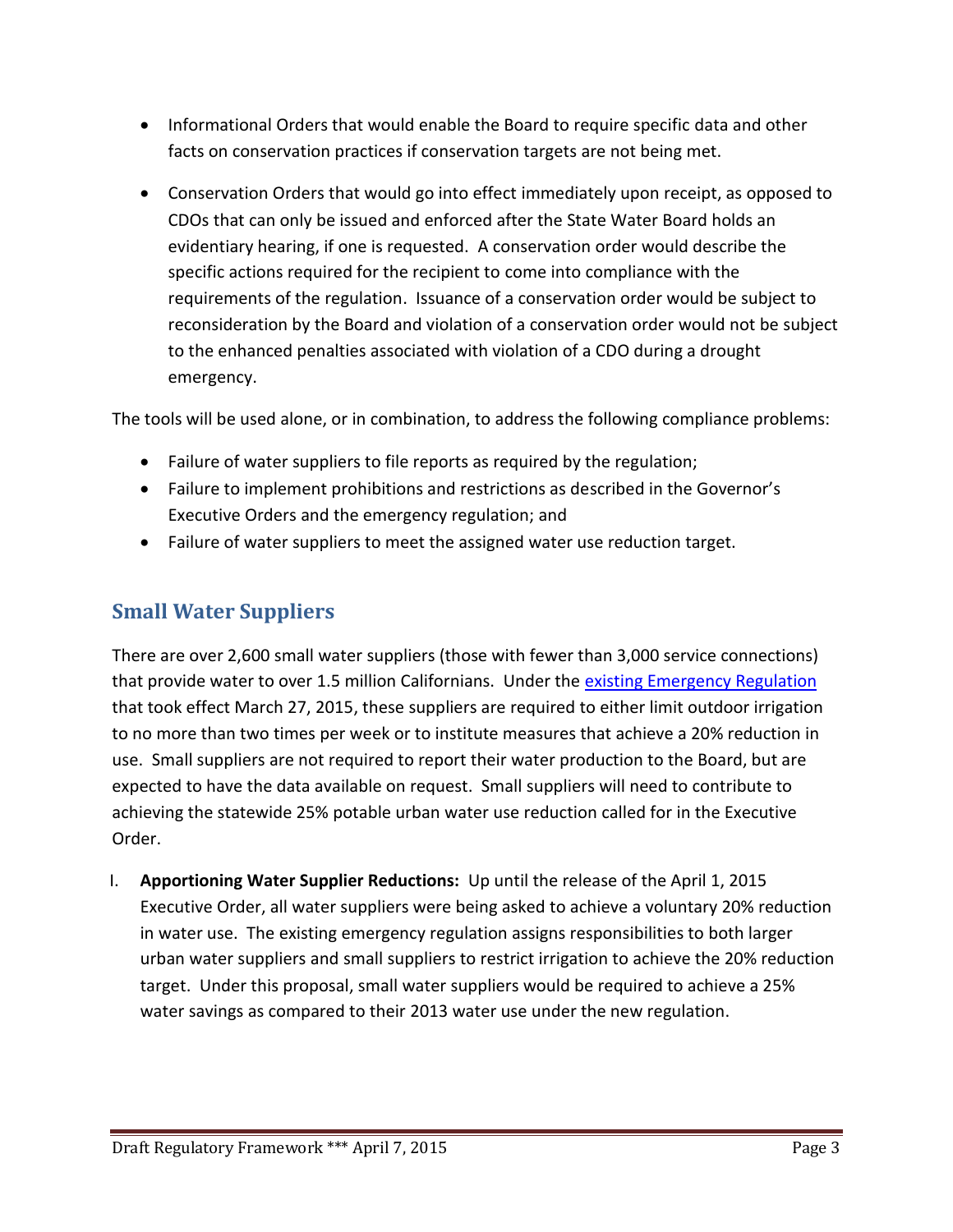- Informational Orders that would enable the Board to require specific data and other facts on conservation practices if conservation targets are not being met.
- Conservation Orders that would go into effect immediately upon receipt, as opposed to CDOs that can only be issued and enforced after the State Water Board holds an evidentiary hearing, if one is requested. A conservation order would describe the specific actions required for the recipient to come into compliance with the requirements of the regulation. Issuance of a conservation order would be subject to reconsideration by the Board and violation of a conservation order would not be subject to the enhanced penalties associated with violation of a CDO during a drought emergency.

The tools will be used alone, or in combination, to address the following compliance problems:

- Failure of water suppliers to file reports as required by the regulation;
- Failure to implement prohibitions and restrictions as described in the Governor's Executive Orders and the emergency regulation; and
- Failure of water suppliers to meet the assigned water use reduction target.

## Small Water Suppliers

There are over 2,600 small water suppliers (those with fewer than 3,000 service connections) that provide water to over 1.5 million Californians. Under the [existing Emergency Regulation](#) that took effect March 27, 2015, these suppliers are required to either limit outdoor irrigation to no more than two times per week or to institute measures that achieve a 20% reduction in use. Small suppliers are not required to report their water production to the Board, but are expected to have the data available on request. Small suppliers will need to contribute to achieving the statewide 25% potable urban water use reduction called for in the Executive Order.

I. **Apportioning Water Supplier Reductions:** Up until the release of the April 1, 2015 Executive Order, all water suppliers were being asked to achieve a voluntary 20% reduction in water use. The existing emergency regulation assigns responsibilities to both larger urban water suppliers and small suppliers to restrict irrigation to achieve the 20% reduction target. Under this proposal, small water suppliers would be required to achieve a 25% water savings as compared to their 2013 water use under the new regulation.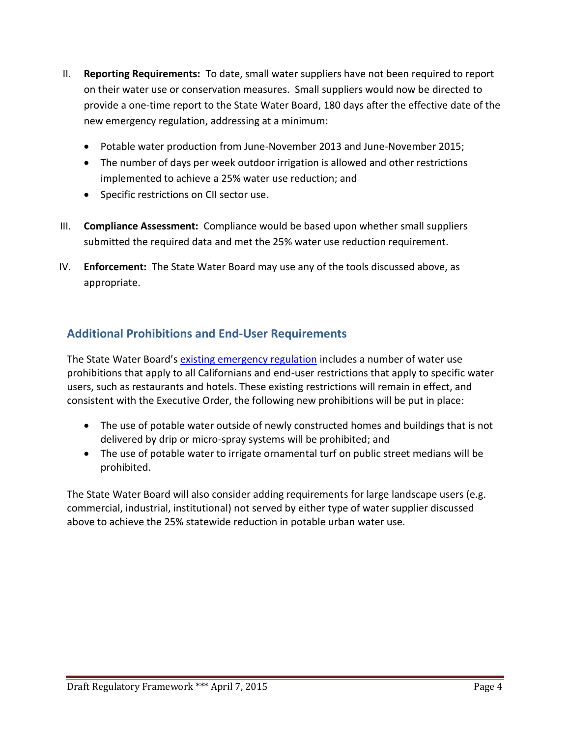II. **Reporting Requirements:** To date, small water suppliers have not been required to report on their water use or conservation measures. Small suppliers would now be directed to provide a one-time report to the State Water Board, 180 days after the effective date of the new emergency regulation, addressing at a minimum:

- Potable water production from June-November 2013 and June-November 2015;
- The number of days per week outdoor irrigation is allowed and other restrictions implemented to achieve a 25% water use reduction; and
- Specific restrictions on CII sector use.

III. **Compliance Assessment:** Compliance would be based upon whether small suppliers submitted the required data and met the 25% water use reduction requirement.

IV. **Enforcement:** The State Water Board may use any of the tools discussed above, as appropriate.

## Additional Prohibitions and End-User Requirements

The State Water Board's existing emergency regulation includes a number of water use prohibitions that apply to all Californians and end-user restrictions that apply to specific water users, such as restaurants and hotels. These existing restrictions will remain in effect, and consistent with the Executive Order, the following new prohibitions will be put in place:

- The use of potable water outside of newly constructed homes and buildings that is not delivered by drip or micro-spray systems will be prohibited; and
- The use of potable water to irrigate ornamental turf on public street medians will be prohibited.

The State Water Board will also consider adding requirements for large landscape users (e.g. commercial, industrial, institutional) not served by either type of water supplier discussed above to achieve the 25% statewide reduction in potable urban water use.